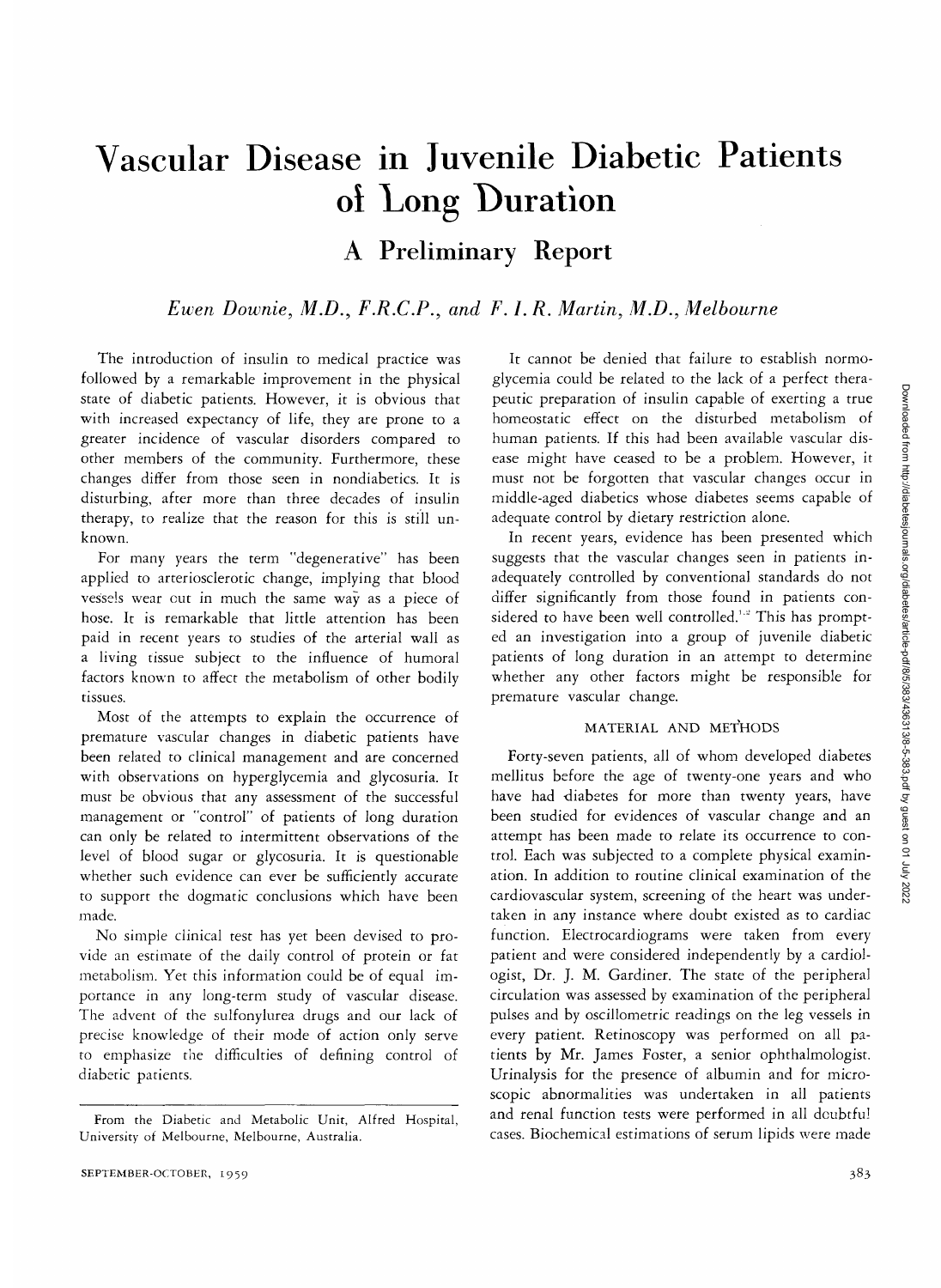# Vascular Disease in Juvenile Diabetic Patients of Long Duration

## A Preliminary Report

*Ewen Downie, M.D., F.R.C.P., and F. I. R. Martin, M.D., Melbourne*

The introduction of insulin to medical practice was followed by a remarkable improvement in the physical state of diabetic patients. However, it is obvious that with increased expectancy of life, they are prone to a greater incidence of vascular disorders compared to other members of the community. Furthermore, these changes differ from those seen in nondiabetics. It is disturbing, after more than three decades of insulin therapy, to realize that the reason for this is still unknown.

For many years the term "degenerative" has been applied to arteriosclerotic change, implying that blood vessels wear out in much the same way as a piece of hose. It is remarkable that little attention has been paid in recent years to studies of the arterial wall as a living tissue subject to the influence of humoral factors known to affect the metabolism of other bodily tissues.

Most of the attempts to explain the occurrence of premature vascular changes in diabetic patients have been related to clinical management and are concerned with observations on hyperglycemia and glycosuria. It must be obvious that any assessment of the successful management or "control" of patients of long duration can only be related to intermittent observations of the level of blood sugar or glycosuria. It is questionable whether such evidence can ever be sufficiently accurate to support the dogmatic conclusions which have been made.

No simple clinical test has yet been devised to provide an estimate of the daily control of protein or fat metabolism. Yet this information could be of equal importance in any long-term study of vascular disease. The advent of the sulfonylurea drugs and our lack of precise knowledge of their mode of action only serve to emphasize the difficulties of defining control of diabetic patients.

It cannot be denied that failure to establish normoglycemia could be related to the lack of a perfect therapeutic preparation of insulin capable of exerting a true homeostatic effect on the disturbed metabolism of human patients. If this had been available vascular disease might have ceased to be a problem. However, it must not be forgotten that vascular changes occur in middle-aged diabetics whose diabetes seems capable of adequate control by dietary restriction alone.

In recent years, evidence has been presented which suggests that the vascular changes seen in patients inadequately controlled by conventional standards do not differ significantly from those found in patients considered to have been well controlled.[1,2] This has prompted an investigation into a group of juvenile diabetic patients of long duration in an attempt to determine whether any other factors might be responsible for premature vascular change.

## MATERIAL AND METHODS

Forty-seven patients, all of whom developed diabetes mellitus before the age of twenty-one years and who have had diabetes for more than twenty years, have been studied for evidences of vascular change and an attempt has been made to relate its occurrence to control. Each was subjected to a complete physical examination. In addition to routine clinical examination of the cardiovascular system, screening of the heart was undertaken in any instance where doubt existed as to cardiac function. Electrocardiograms were taken from every patient and were considered independently by a cardiologist, Dr. J. M. Gardiner. The state of the peripheral circulation was assessed by examination of the peripheral pulses and by oscillometric readings on the leg vessels in every patient. Retinoscopy was performed on all patients by Mr. James Foster, a senior ophthalmologist. Urinalysis for the presence of albumin and for microscopic abnormalities was undertaken in all patients and renal function tests were performed in all doubtful cases. Biochemical estimations of serum lipids were made

From the Diabetic and Metabolic Unit, Alfred Hospital, University of Melbourne, Melbourne, Australia.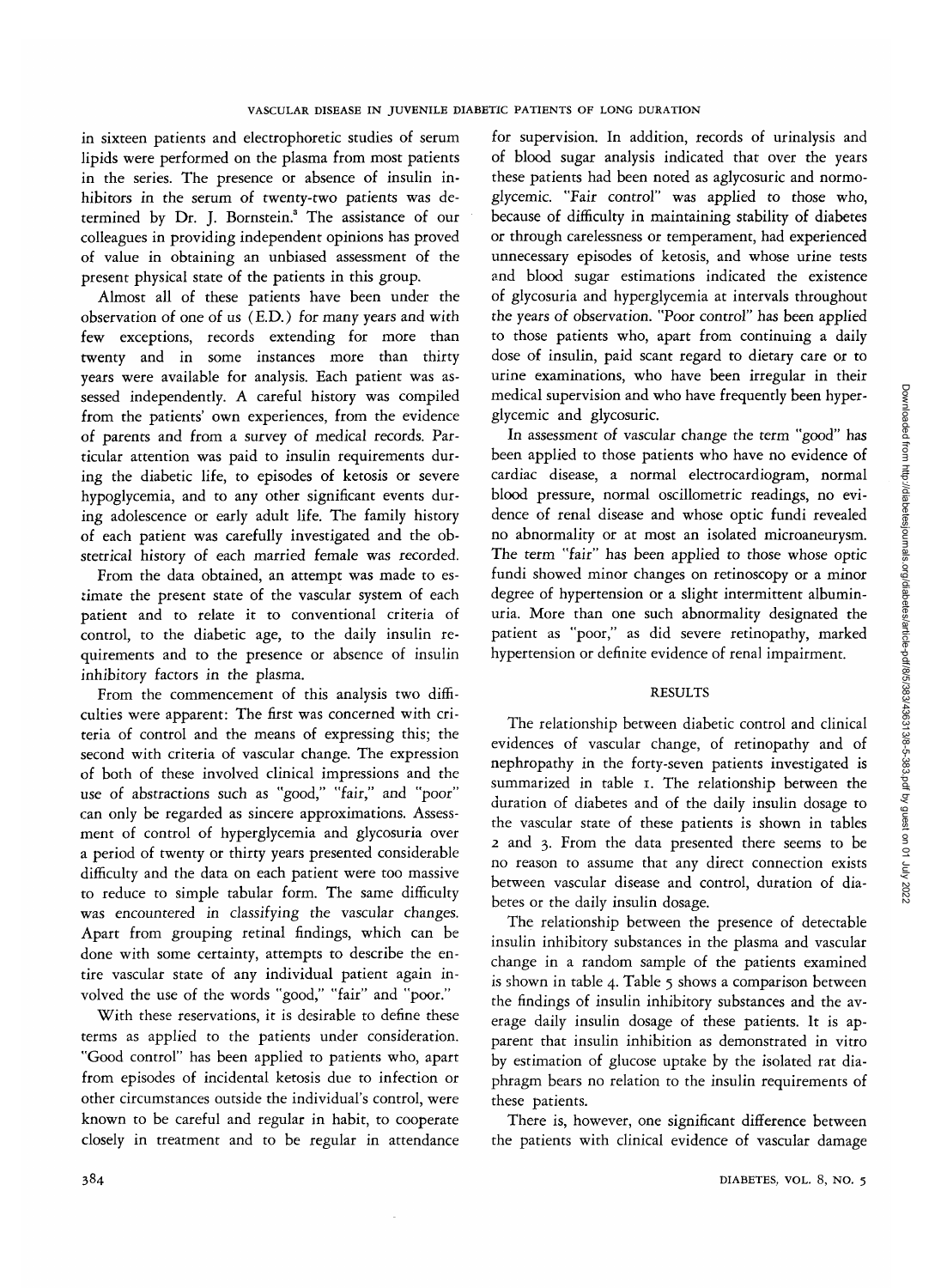in sixteen patients and electrophoretic studies of serum lipids were performed on the plasma from most patients in the series. The presence or absence of insulin inhibitors in the serum of twenty-two patients was determined by Dr. J. Bornstein.[3] The assistance of our colleagues in providing independent opinions has proved of value in obtaining an unbiased assessment of the present physical state of the patients in this group.

Almost all of these patients have been under the observation of one of us (E.D.) for many years and with few exceptions, records extending for more than twenty and in some instances more than thirty years were available for analysis. Each patient was assessed independently. A careful history was compiled from the patients' own experiences, from the evidence of parents and from a survey of medical records. Particular attention was paid to insulin requirements during the diabetic life, to episodes of ketosis or severe hypoglycemia, and to any other significant events during adolescence or early adult life. The family history of each patient was carefully investigated and the obstetrical history of each married female was recorded.

From the data obtained, an attempt was made to estimate the present state of the vascular system of each patient and to relate it to conventional criteria of control, to the diabetic age, to the daily insulin requirements and to the presence or absence of insulin inhibitory factors in the plasma.

From the commencement of this analysis two difficulties were apparent: The first was concerned with criteria of control and the means of expressing this; the second with criteria of vascular change. The expression of both of these involved clinical impressions and the use of abstractions such as "good," "fair," and "poor" can only be regarded as sincere approximations. Assessment of control of hyperglycemia and glycosuria over a period of twenty or thirty years presented considerable difficulty and the data on each patient were too massive to reduce to simple tabular form. The same difficulty was encountered in classifying the vascular changes. Apart from grouping retinal findings, which can be done with some certainty, attempts to describe the entire vascular state of any individual patient again involved the use of the words "good," "fair" and "poor."

With these reservations, it is desirable to define these terms as applied to the patients under consideration. "Good control" has been applied to patients who, apart from episodes of incidental ketosis due to infection or other circumstances outside the individual's control, were known to be careful and regular in habit, to cooperate closely in treatment and to be regular in attendance for supervision. In addition, records of urinalysis and of blood sugar analysis indicated that over the years these patients had been noted as aglycosuric and normoglycemic. "Fair control" was applied to those who, because of difficulty in maintaining stability of diabetes or through carelessness or temperament, had experienced unnecessary episodes of ketosis, and whose urine tests and blood sugar estimations indicated the existence of glycosuria and hyperglycemia at intervals throughout the years of observation. "Poor control" has been applied to those patients who, apart from continuing a daily dose of insulin, paid scant regard to dietary care or to urine examinations, who have been irregular in their medical supervision and who have frequently been hyperglycemic and glycosuric.

In assessment of vascular change the term "good" has been applied to those patients who have no evidence of cardiac disease, a normal electrocardiogram, normal blood pressure, normal oscillometric readings, no evidence of renal disease and whose optic fundi revealed no abnormality or at most an isolated microaneurysm. The term "fair" has been applied to those whose optic fundi showed minor changes on retinoscopy or a minor degree of hypertension or a slight intermittent albuminuria. More than one such abnormality designated the patient as "poor," as did severe retinopathy, marked hypertension or definite evidence of renal impairment.

## RESULTS

The relationship between diabetic control and clinical evidences of vascular change, of retinopathy and of nephropathy in the forty-seven patients investigated is summarized in table 1. The relationship between the duration of diabetes and of the daily insulin dosage to the vascular state of these patients is shown in tables 2 and 3. From the data presented there seems to be no reason to assume that any direct connection exists between vascular disease and control, duration of diabetes or the daily insulin dosage.

The relationship between the presence of detectable insulin inhibitory substances in the plasma and vascular change in a random sample of the patients examined is shown in table 4. Table 5 shows a comparison between the findings of insulin inhibitory substances and the average daily insulin dosage of these patients. It is apparent that insulin inhibition as demonstrated in vitro by estimation of glucose uptake by the isolated rat diaphragm bears no relation to the insulin requirements of these patients.

There is, however, one significant difference between the patients with clinical evidence of vascular damage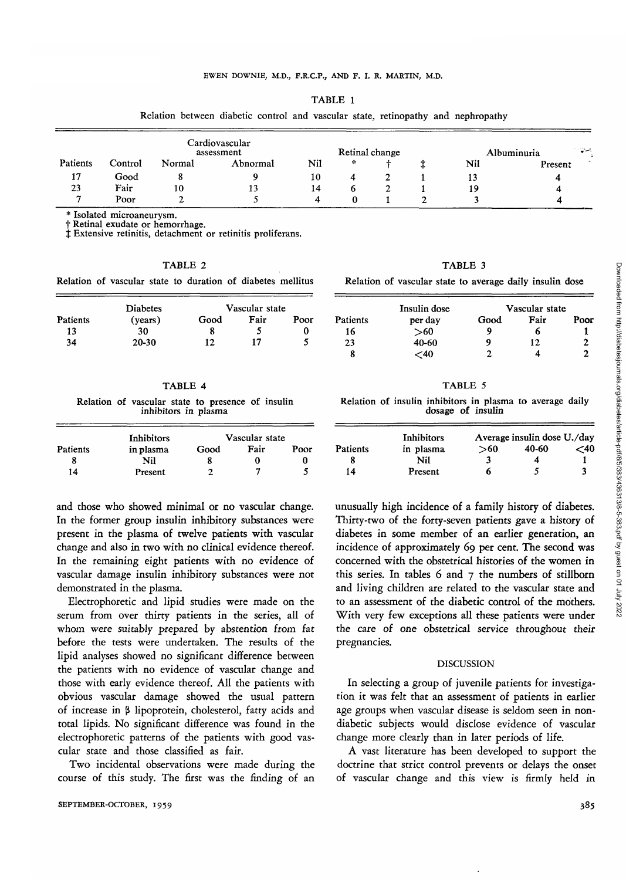TABLE 1

Relation between diabetic control and vascular state, retinopathy and nephropathy

| Patients | Control | Cardiovascular assessment | | Retinal change | | | | Albuminuria | |
|---|---|---|---|---|---|---|---|---|---|
| | | Normal | Abnormal | Nil | * | † | ‡ | Nil | Present |
| 17 | Good | 8 | 9 | 10 | 4 | 2 | 1 | 13 | 4 |
| 23 | Fair | 10 | 13 | 14 | 6 | 2 | 1 | 19 | 4 |
| 7 | Poor | 2 | 5 | 4 | 0 | 1 | 2 | 3 | 4 |

\* Isolated microaneurysm.
† Retinal exudate or hemorrhage.
‡ Extensive retinitis, detachment or retinitis proliferans.

TABLE 2

Relation of vascular state to duration of diabetes mellitus

| Patients | Diabetes (years) | Vascular state | | |
|---|---|---|---|---|
| | | Good | Fair | Poor |
| 13 | 30 | 8 | 5 | 0 |
| 34 | 20-30 | 12 | 17 | 5 |

TABLE 3

Relation of vascular state to average daily insulin dose

| Patients | Insulin dose per day | Vascular state | | |
|---|---|---|---|---|
| | | Good | Fair | Poor |
| 16 | >60 | 9 | 6 | 1 |
| 23 | 40-60 | 9 | 12 | 2 |
| 8 | <40 | 2 | 4 | 2 |

TABLE 4

Relation of vascular state to presence of insulin inhibitors in plasma

| Patients | Inhibitors in plasma | Vascular state | | |
|---|---|---|---|---|
| | | Good | Fair | Poor |
| 8 | Nil | 8 | 0 | 0 |
| 14 | Present | 2 | 7 | 5 |

TABLE 5

Relation of insulin inhibitors in plasma to average daily dosage of insulin

| Patients | Inhibitors in plasma | Average insulin dose U./day | | |
|---|---|---|---|---|
| | | >60 | 40-60 | <40 |
| 8 | Nil | 3 | 4 | 1 |
| 14 | Present | 6 | 5 | 3 |

and those who showed minimal or no vascular change. In the former group insulin inhibitory substances were present in the plasma of twelve patients with vascular change and also in two with no clinical evidence thereof. In the remaining eight patients with no evidence of vascular damage insulin inhibitory substances were not demonstrated in the plasma.

Electrophoretic and lipid studies were made on the serum from over thirty patients in the series, all of whom were suitably prepared by abstention from fat before the tests were undertaken. The results of the lipid analyses showed no significant difference between the patients with no evidence of vascular change and those with early evidence thereof. All the patients with obvious vascular damage showed the usual pattern of increase in β lipoprotein, cholesterol, fatty acids and total lipids. No significant difference was found in the electrophoretic patterns of the patients with good vascular state and those classified as fair.

Two incidental observations were made during the course of this study. The first was the finding of an unusually high incidence of a family history of diabetes. Thirty-two of the forty-seven patients gave a history of diabetes in some member of an earlier generation, an incidence of approximately 69 per cent. The second was concerned with the obstetrical histories of the women in this series. In tables 6 and 7 the numbers of stillborn and living children are related to the vascular state and to an assessment of the diabetic control of the mothers. With very few exceptions all these patients were under the care of one obstetrical service throughout their pregnancies.

## DISCUSSION

In selecting a group of juvenile patients for investigation it was felt that an assessment of patients in earlier age groups when vascular disease is seldom seen in non-diabetic subjects would disclose evidence of vascular change more clearly than in later periods of life.

A vast literature has been developed to support the doctrine that strict control prevents or delays the onset of vascular change and this view is firmly held in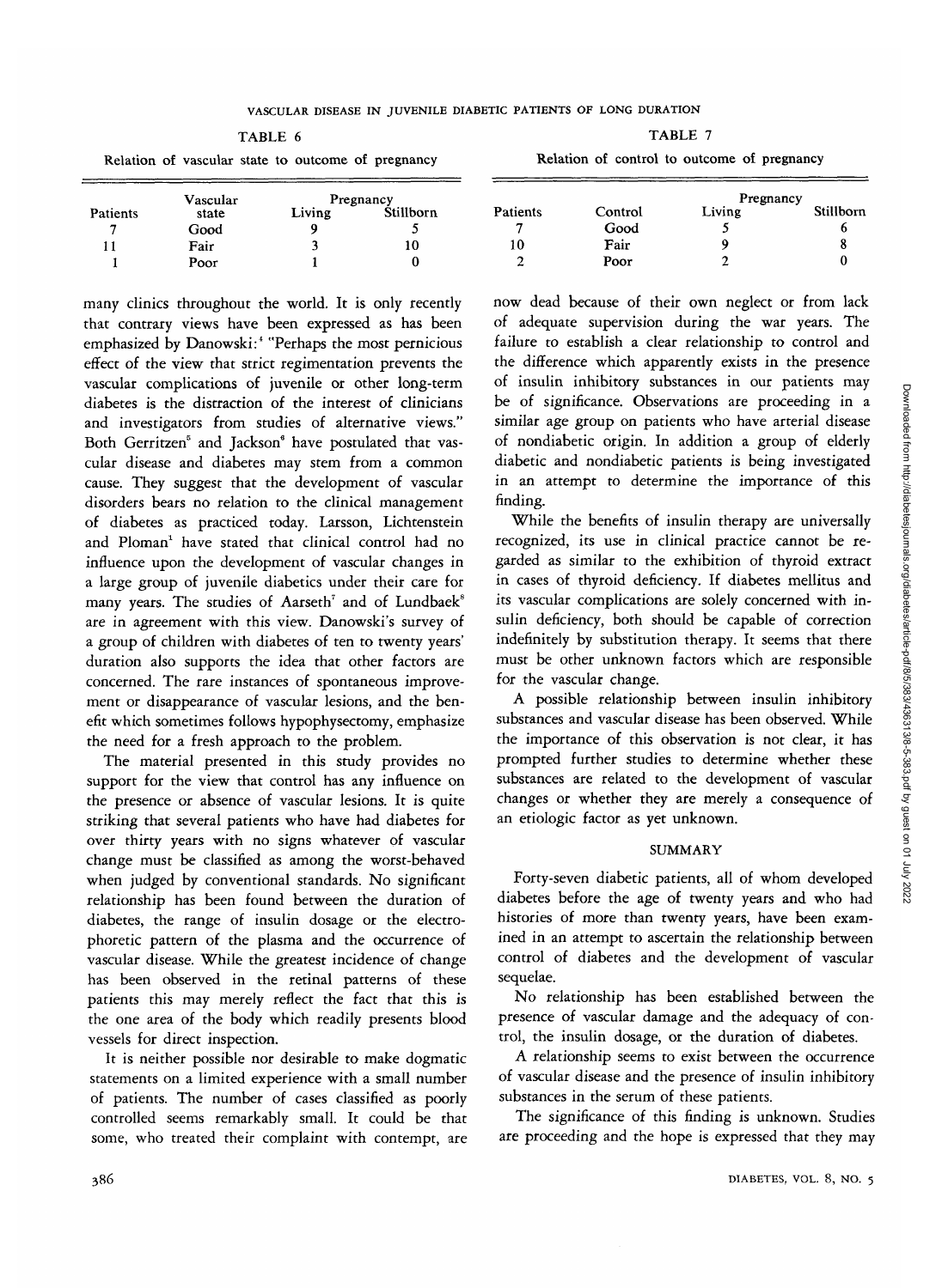TABLE 6

Relation of vascular state to outcome of pregnancy

| Patients | Vascular state | Pregnancy | |
|---|---|---|---|
| | | Living | Stillborn |
| 7 | Good | 9 | 5 |
| 11 | Fair | 3 | 10 |
| 1 | Poor | 1 | 0 |

TABLE 7

Relation of control to outcome of pregnancy

| Patients | Control | Pregnancy | |
|---|---|---|---|
| | | Living | Stillborn |
| 7 | Good | 5 | 6 |
| 10 | Fair | 9 | 8 |
| 2 | Poor | 2 | 0 |

many clinics throughout the world. It is only recently that contrary views have been expressed as has been emphasized by Danowski:[4] "Perhaps the most pernicious effect of the view that strict regimentation prevents the vascular complications of juvenile or other long-term diabetes is the distraction of the interest of clinicians and investigators from studies of alternative views." Both Gerritzen[5] and Jackson[6] have postulated that vascular disease and diabetes may stem from a common cause. They suggest that the development of vascular disorders bears no relation to the clinical management of diabetes as practiced today. Larsson, Lichtenstein and Ploman[1] have stated that clinical control had no influence upon the development of vascular changes in a large group of juvenile diabetics under their care for many years. The studies of Aarseth[7] and of Lundbaek[8] are in agreement with this view. Danowski's survey of a group of children with diabetes of ten to twenty years' duration also supports the idea that other factors are concerned. The rare instances of spontaneous improvement or disappearance of vascular lesions, and the benefit which sometimes follows hypophysectomy, emphasize the need for a fresh approach to the problem.

The material presented in this study provides no support for the view that control has any influence on the presence or absence of vascular lesions. It is quite striking that several patients who have had diabetes for over thirty years with no signs whatever of vascular change must be classified as among the worst-behaved when judged by conventional standards. No significant relationship has been found between the duration of diabetes, the range of insulin dosage or the electrophoretic pattern of the plasma and the occurrence of vascular disease. While the greatest incidence of change has been observed in the retinal patterns of these patients this may merely reflect the fact that this is the one area of the body which readily presents blood vessels for direct inspection.

It is neither possible nor desirable to make dogmatic statements on a limited experience with a small number of patients. The number of cases classified as poorly controlled seems remarkably small. It could be that some, who treated their complaint with contempt, are now dead because of their own neglect or from lack of adequate supervision during the war years. The failure to establish a clear relationship to control and the difference which apparently exists in the presence of insulin inhibitory substances in our patients may be of significance. Observations are proceeding in a similar age group on patients who have arterial disease of nondiabetic origin. In addition a group of elderly diabetic and nondiabetic patients is being investigated in an attempt to determine the importance of this finding.

While the benefits of insulin therapy are universally recognized, its use in clinical practice cannot be regarded as similar to the exhibition of thyroid extract in cases of thyroid deficiency. If diabetes mellitus and its vascular complications are solely concerned with insulin deficiency, both should be capable of correction indefinitely by substitution therapy. It seems that there must be other unknown factors which are responsible for the vascular change.

A possible relationship between insulin inhibitory substances and vascular disease has been observed. While the importance of this observation is not clear, it has prompted further studies to determine whether these substances are related to the development of vascular changes or whether they are merely a consequence of an etiologic factor as yet unknown.

## SUMMARY

Forty-seven diabetic patients, all of whom developed diabetes before the age of twenty years and who had histories of more than twenty years, have been examined in an attempt to ascertain the relationship between control of diabetes and the development of vascular sequelae.

No relationship has been established between the presence of vascular damage and the adequacy of control, the insulin dosage, or the duration of diabetes.

A relationship seems to exist between the occurrence of vascular disease and the presence of insulin inhibitory substances in the serum of these patients.

The significance of this finding is unknown. Studies are proceeding and the hope is expressed that they may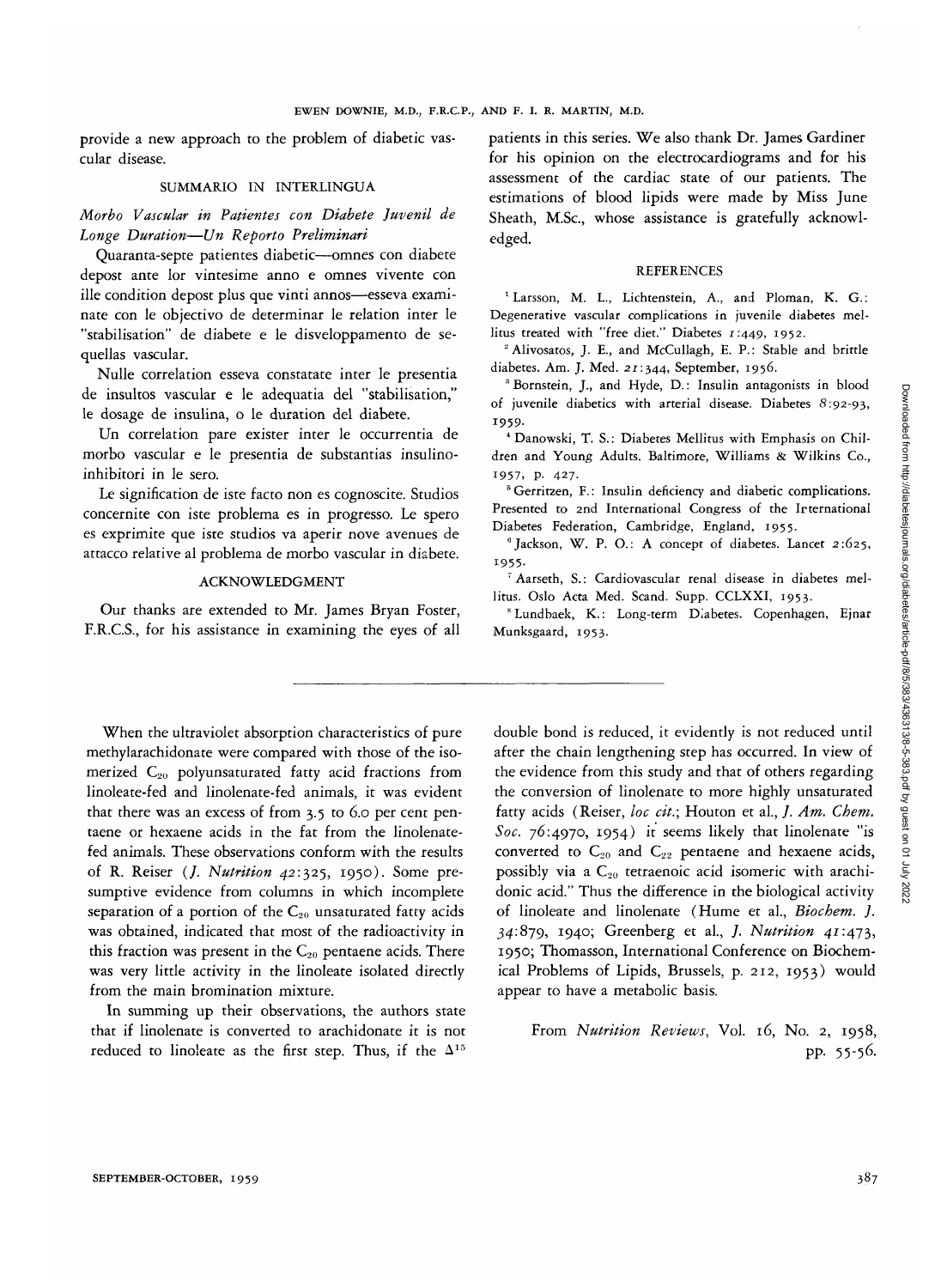provide a new approach to the problem of diabetic vascular disease.

## SUMMARIO IN INTERLINGUA

### *Morbo Vascular in Patientes con Diabete Juvenil de Longe Duration—Un Reporto Preliminari*

Quaranta-septe patientes diabetic—omnes con diabete depost ante lor vintesime anno e omnes vivente con ille condition depost plus que vinti annos—esseva examinate con le objectivo de determinar le relation inter le "stabilisation" de diabete e le disveloppamento de sequellas vascular.

Nulle correlation esseva constatate inter le presentia de insultos vascular e le adequatia del "stabilisation," le dosage de insulina, o le duration del diabete.

Un correlation pare exister inter le occurrentia de morbo vascular e le presentia de substantias insulino-inhibitori in le sero.

Le signification de iste facto non es cognoscite. Studios concernite con iste problema es in progresso. Le spero es exprimite que iste studios va aperir nove avenues de attacco relative al problema de morbo vascular in diabete.

## ACKNOWLEDGMENT

Our thanks are extended to Mr. James Bryan Foster, F.R.C.S., for his assistance in examining the eyes of all patients in this series. We also thank Dr. James Gardiner for his opinion on the electrocardiograms and for his assessment of the cardiac state of our patients. The estimations of blood lipids were made by Miss June Sheath, M.Sc., whose assistance is gratefully acknowledged.

## REFERENCES

[1] Larsson, M. L., Lichtenstein, A., and Ploman, K. G.: Degenerative vascular complications in juvenile diabetes mellitus treated with "free diet." Diabetes *1*:449, 1952.

[2] Alivosatos, J. E., and McCullagh, E. P.: Stable and brittle diabetes. Am. J. Med. *21*:344, September, 1956.

[3] Bornstein, J., and Hyde, D.: Insulin antagonists in blood of juvenile diabetics with arterial disease. Diabetes *8*:92-93, 1959.

[4] Danowski, T. S.: Diabetes Mellitus with Emphasis on Children and Young Adults. Baltimore, Williams & Wilkins Co., 1957, p. 427.

[5] Gerritzen, F.: Insulin deficiency and diabetic complications. Presented to 2nd International Congress of the International Diabetes Federation, Cambridge, England, 1955.

[6] Jackson, W. P. O.: A concept of diabetes. Lancet *2*:625, 1955.

[7] Aarseth, S.: Cardiovascular renal disease in diabetes mellitus. Oslo Acta Med. Scand. Supp. CCLXXI, 1953.

[8] Lundbaek, K.: Long-term Diabetes. Copenhagen, Ejnar Munksgaard, 1953.

---

When the ultraviolet absorption characteristics of pure methylarachidonate were compared with those of the isomerized $C_{20}$ polyunsaturated fatty acid fractions from linoleate-fed and linolenate-fed animals, it was evident that there was an excess of from 3.5 to 6.0 per cent pentaene or hexaene acids in the fat from the linolenate-fed animals. These observations conform with the results of R. Reiser (*J. Nutrition 42*:325, 1950). Some presumptive evidence from columns in which incomplete separation of a portion of the $C_{20}$ unsaturated fatty acids was obtained, indicated that most of the radioactivity in this fraction was present in the $C_{20}$ pentaene acids. There was very little activity in the linoleate isolated directly from the main bromination mixture.

In summing up their observations, the authors state that if linolenate is converted to arachidonate it is not reduced to linoleate as the first step. Thus, if the $\Delta^{15}$ double bond is reduced, it evidently is not reduced until after the chain lengthening step has occurred. In view of the evidence from this study and that of others regarding the conversion of linolenate to more highly unsaturated fatty acids (Reiser, *loc cit.*; Houton et al., *J. Am. Chem. Soc. 76*:4970, 1954) it seems likely that linolenate "is converted to $C_{20}$ and $C_{22}$ pentaene and hexaene acids, possibly via a $C_{20}$ tetraenoic acid isomeric with arachidonic acid." Thus the difference in the biological activity of linoleate and linolenate (Hume et al., *Biochem. J. 34*:879, 1940; Greenberg et al., *J. Nutrition 41*:473, 1950; Thomasson, International Conference on Biochemical Problems of Lipids, Brussels, p. 212, 1953) would appear to have a metabolic basis.

From *Nutrition Reviews*, Vol. 16, No. 2, 1958, pp. 55-56.